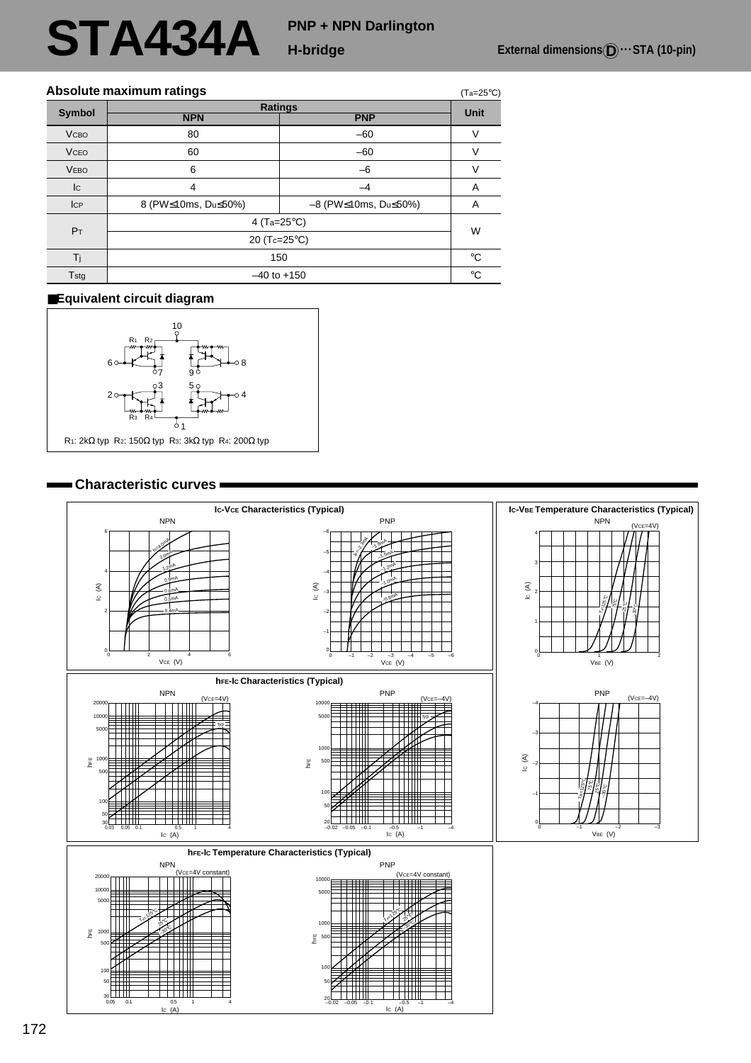# STA434A

**PNP + NPN Darlington H-bridge**

**External dimensions D ··· STA (10-pin)**

## Absolute maximum ratings

($T_a$=25°C)

| Symbol | Ratings | | Unit |
|---|---|---|---|
| | NPN | PNP | |
| $V_{CBO}$ | 80 | –60 | V |
| $V_{CEO}$ | 60 | –60 | V |
| $V_{EBO}$ | 6 | –6 | V |
| $I_C$ | 4 | –4 | A |
| $I_{CP}$ | 8 (PW≤10ms, Du≤50%) | –8 (PW≤10ms, Du≤50%) | A |
| $P_T$ | 4 ($T_a$=25°C) | | W |
| | 20 ($T_c$=25°C) | | |
| $T_j$ | 150 | | °C |
| $T_{stg}$ | –40 to +150 | | °C |

## ■Equivalent circuit diagram

R1: 2kΩ typ  R2: 150Ω typ  R3: 3kΩ typ  R4: 200Ω typ

## Characteristic curves

**$I_C$-$V_{CE}$ Characteristics (Typical)**

**$I_C$-$V_{BE}$ Temperature Characteristics (Typical)**

**$h_{FE}$-$I_C$ Characteristics (Typical)**

**$h_{FE}$-$I_C$ Temperature Characteristics (Typical)**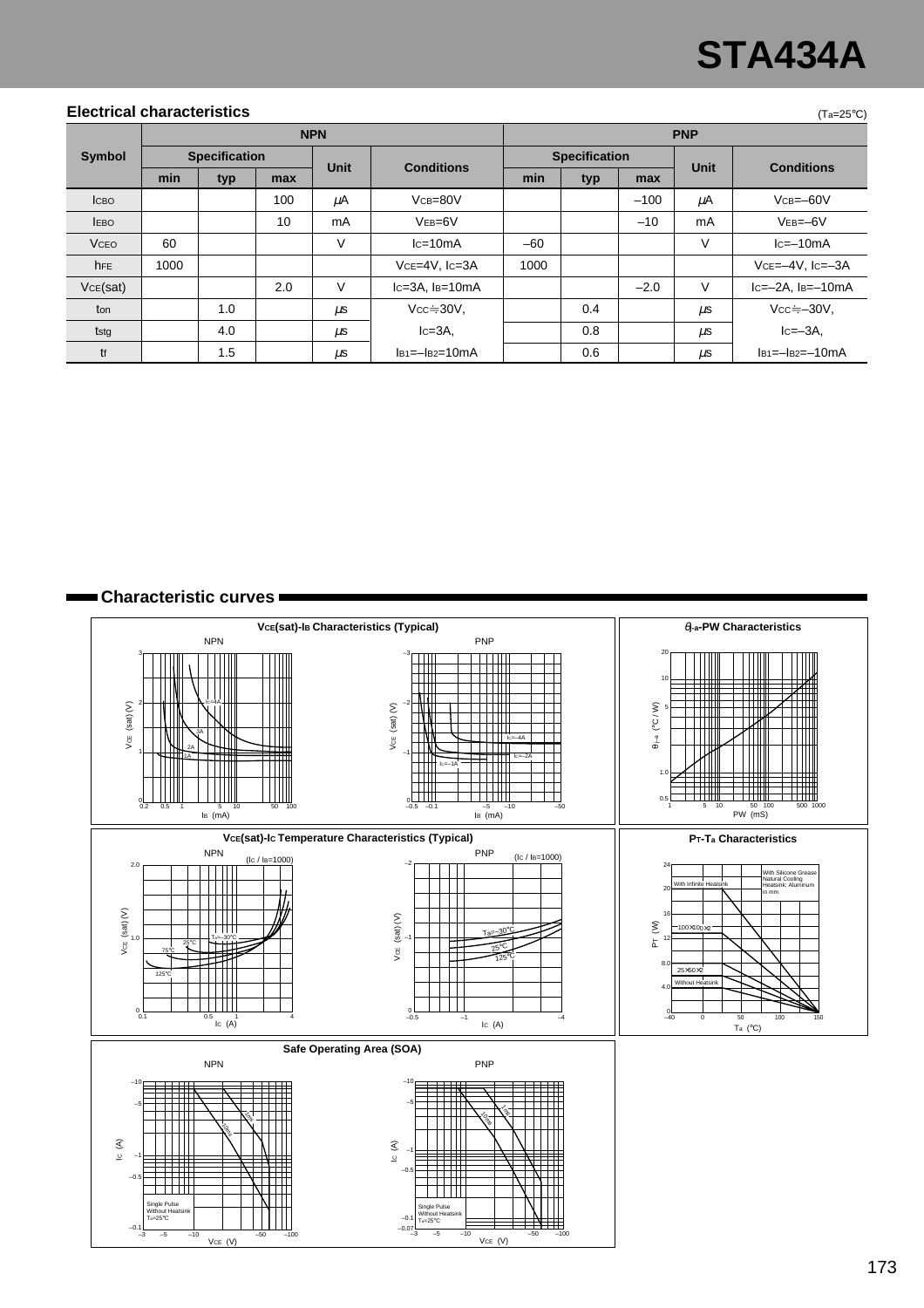# STA434A

## Electrical characteristics

(Ta=25°C)

| Symbol | NPN | | | | | PNP | | | | |
|---|---|---|---|---|---|---|---|---|---|---|
| | Specification | | | Unit | Conditions | Specification | | | Unit | Conditions |
| | min | typ | max | | | min | typ | max | | |
| $I_{CBO}$ | | | 100 | μA | $V_{CB}$=80V | | | −100 | μA | $V_{CB}$=−60V |
| $I_{EBO}$ | | | 10 | mA | $V_{EB}$=6V | | | −10 | mA | $V_{EB}$=−6V |
| $V_{CEO}$ | 60 | | | V | $I_C$=10mA | −60 | | | V | $I_C$=−10mA |
| $h_{FE}$ | 1000 | | | | $V_{CE}$=4V, $I_C$=3A | 1000 | | | | $V_{CE}$=−4V, $I_C$=−3A |
| $V_{CE}$(sat) | | | 2.0 | V | $I_C$=3A, $I_B$=10mA | | | −2.0 | V | $I_C$=−2A, $I_B$=−10mA |
| $t_{on}$ | | 1.0 | | μs | $V_{CC}$≒30V, | | 0.4 | | μs | $V_{CC}$≒−30V, |
| $t_{stg}$ | | 4.0 | | μs | $I_C$=3A, | | 0.8 | | μs | $I_C$=−3A, |
| $t_f$ | | 1.5 | | μs | $I_{B1}$=−$I_{B2}$=10mA | | 0.6 | | μs | $I_{B1}$=−$I_{B2}$=−10mA |

## Characteristic curves

**$V_{CE}$(sat)-$I_B$ Characteristics (Typical)**

NPN
$V_{CE}$ (sat) (V)
$I_B$ (mA)
$I_C$=4A, 3A, 2A, 1A

PNP
$V_{CE}$ (sat) (V)
$I_B$ (mA)
$I_C$=−4A, $I_C$=−2A, $I_C$=−1A

**$\theta_{j-a}$-PW Characteristics**

$\theta_{j-a}$ (°C / W)
PW (mS)

**$V_{CE}$(sat)-$I_C$ Temperature Characteristics (Typical)**

NPN (Ic / IB=1000)
$V_{CE}$ (sat) (V)
$I_C$ (A)
Ta=−30°C, 25°C, 75°C, 125°C

PNP (Ic / IB=1000)
$V_{CE}$ (sat) (V)
$I_C$ (A)
Ta=−30°C, 25°C, 125°C

**$P_T$-$T_a$ Characteristics**

$P_T$ (W)
$T_a$ (°C)
With Silicone Grease
Natural Cooling
Heatsink: Aluminum in mm
With Infinite Heatsink
100×100×2
25×50×2
Without Heatsink

**Safe Operating Area (SOA)**

NPN
$I_C$ (A)
$V_{CE}$ (V)
1ms
10ms
Single Pulse
Without Heatsink
Ta=25°C

PNP
$I_C$ (A)
$V_{CE}$ (V)
1ms
10ms
Single Pulse
Without Heatsink
Ta=25°C